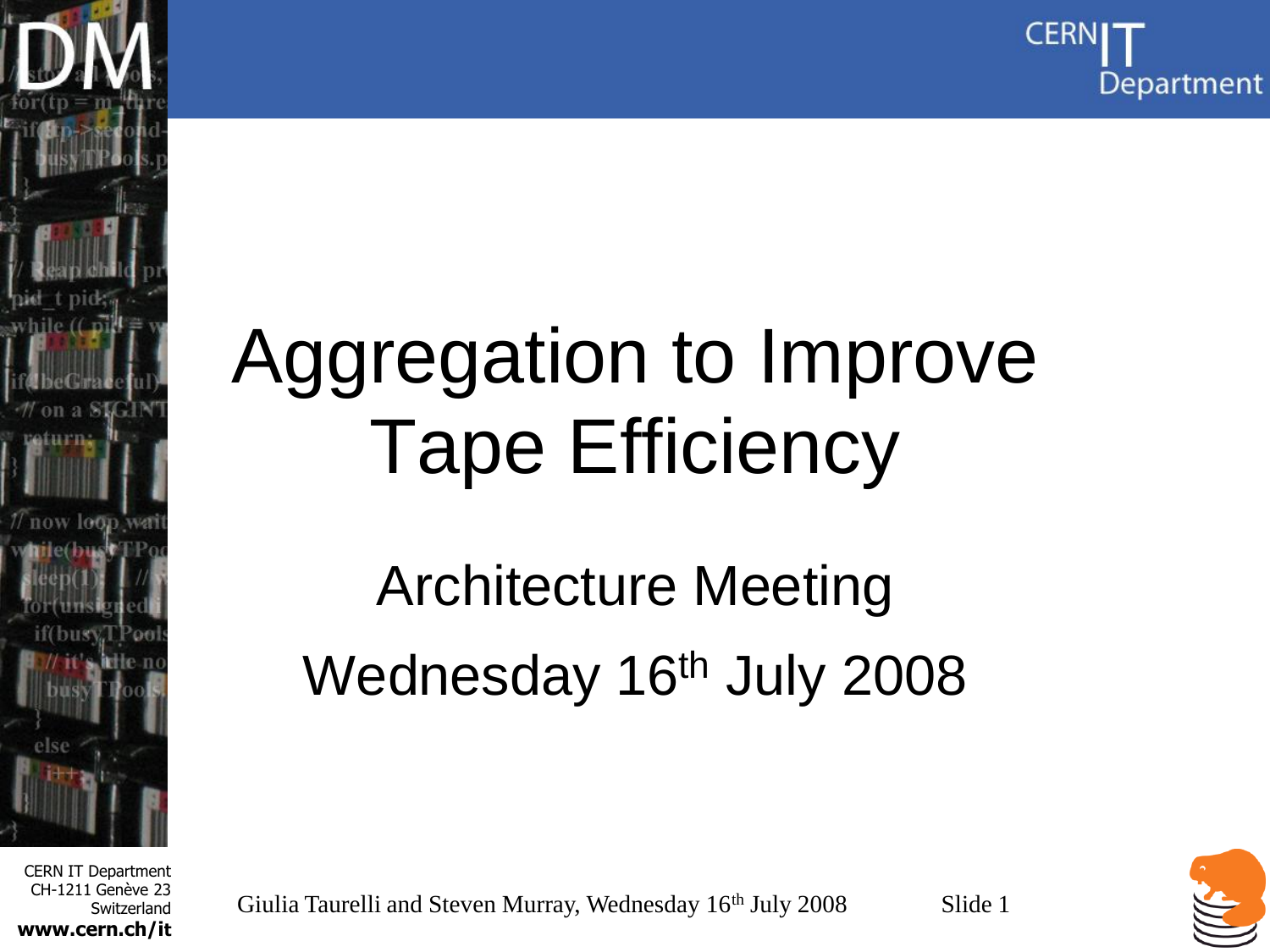# Aggregation to Improve Tape Efficiency

## Architecture Meeting

Wednesday 16th July 2008

Giulia Taurelli and Steven Murray, Wednesday 16th July 2008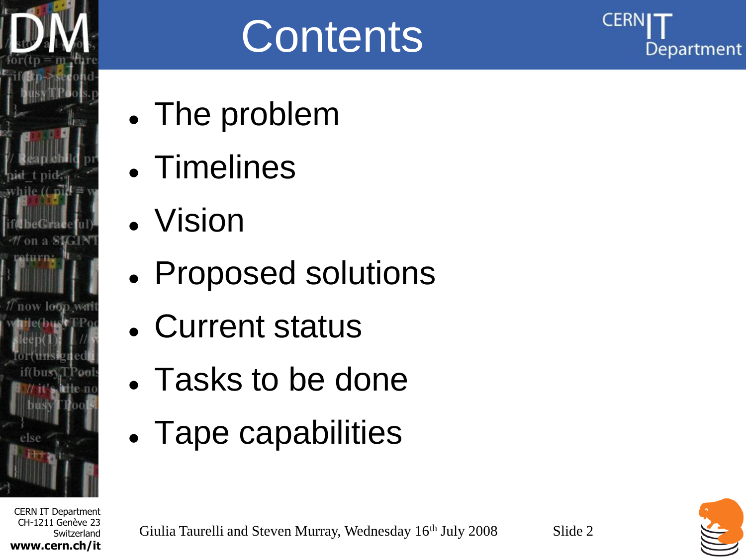# Contents

- The problem
- Timelines
- Vision
- Proposed solutions
- Current status
- Tasks to be done
- Tape capabilities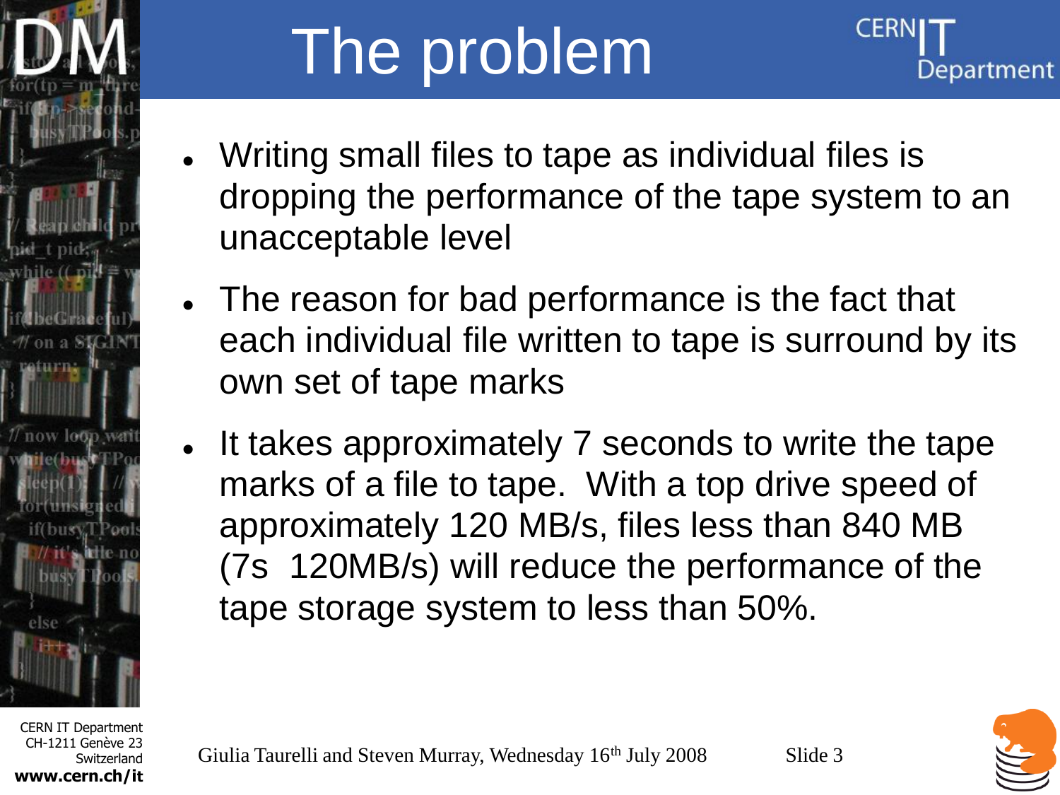# The problem

- Writing small files to tape as individual files is dropping the performance of the tape system to an unacceptable level
- The reason for bad performance is the fact that each individual file written to tape is surround by its own set of tape marks
- It takes approximately 7 seconds to write the tape marks of a file to tape. With a top drive speed of approximately 120 MB/s, files less than 840 MB (7s  120MB/s) will reduce the performance of the tape storage system to less than 50%.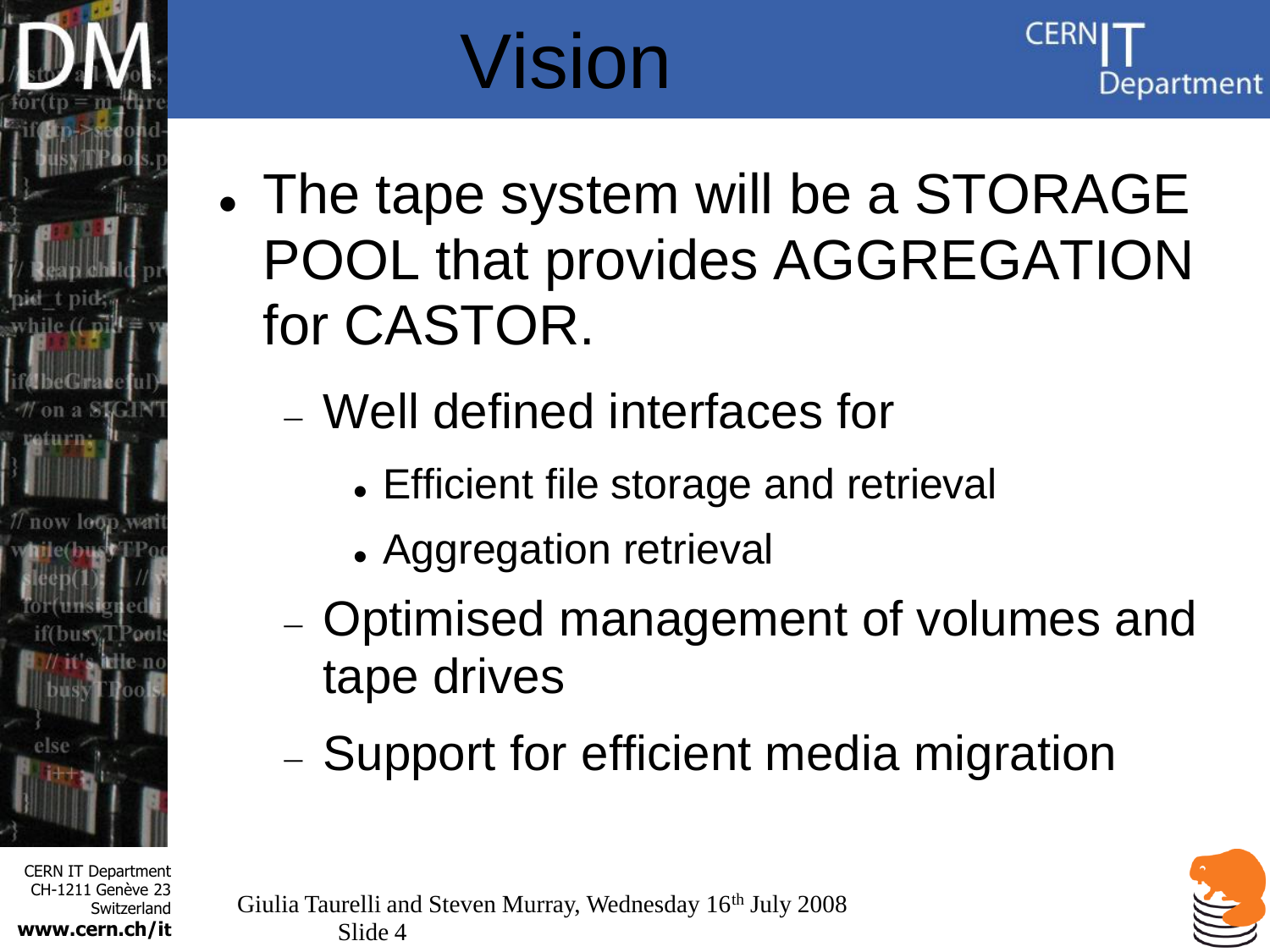# Vision

- The tape system will be a STORAGE POOL that provides AGGREGATION for CASTOR.
  - Well defined interfaces for
    - Efficient file storage and retrieval
    - Aggregation retrieval
  - Optimised management of volumes and tape drives
  - Support for efficient media migration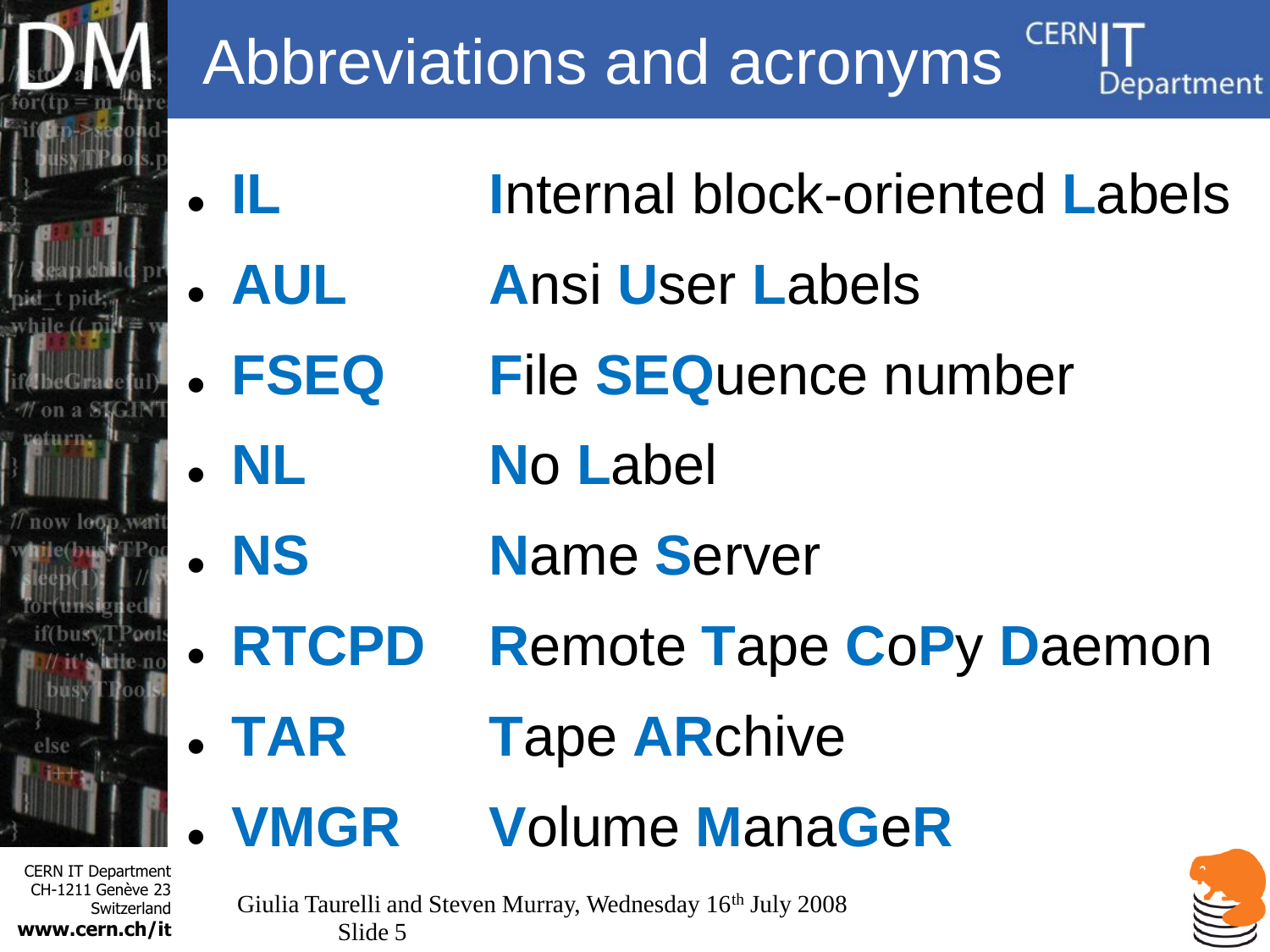# Abbreviations and acronyms

- **IL** — **I**nternal block-oriented **L**abels
- **AUL** — **A**nsi **U**ser **L**abels
- **FSEQ** — **F**ile **SEQ**uence number
- **NL** — **N**o **L**abel
- **NS** — **N**ame **S**erver
- **RTCPD** — **R**emote **T**ape **C**o**P**y **D**aemon
- **TAR** — **T**ape **AR**chive
- **VMGR** — **V**olume **M**ana**G**e**R**

Giulia Taurelli and Steven Murray, Wednesday 16th July 2008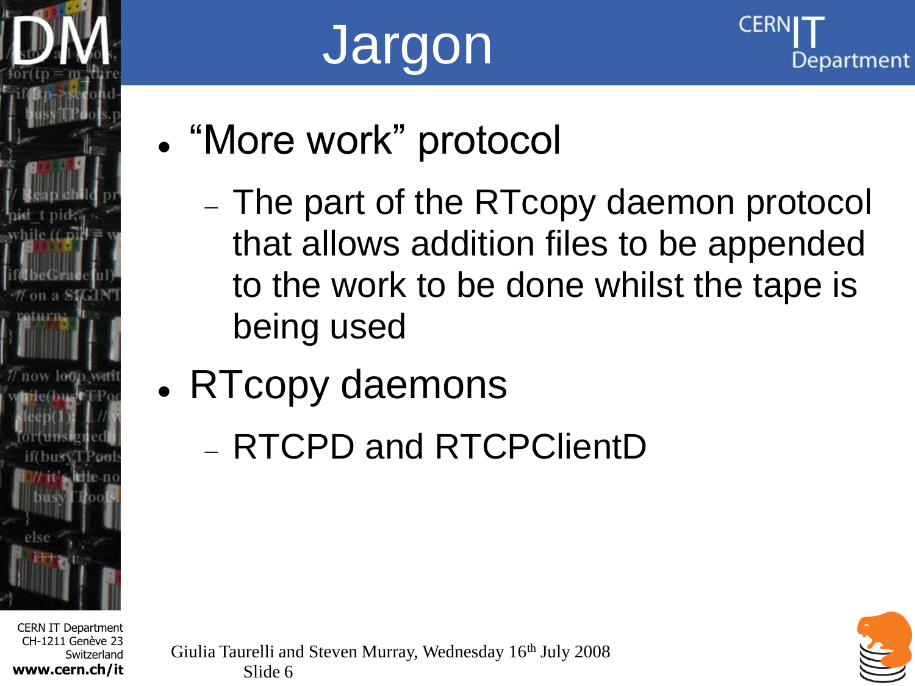# Jargon

- "More work" protocol
  - The part of the RTcopy daemon protocol that allows addition files to be appended to the work to be done whilst the tape is being used
- RTcopy daemons
  - RTCPD and RTCPClientD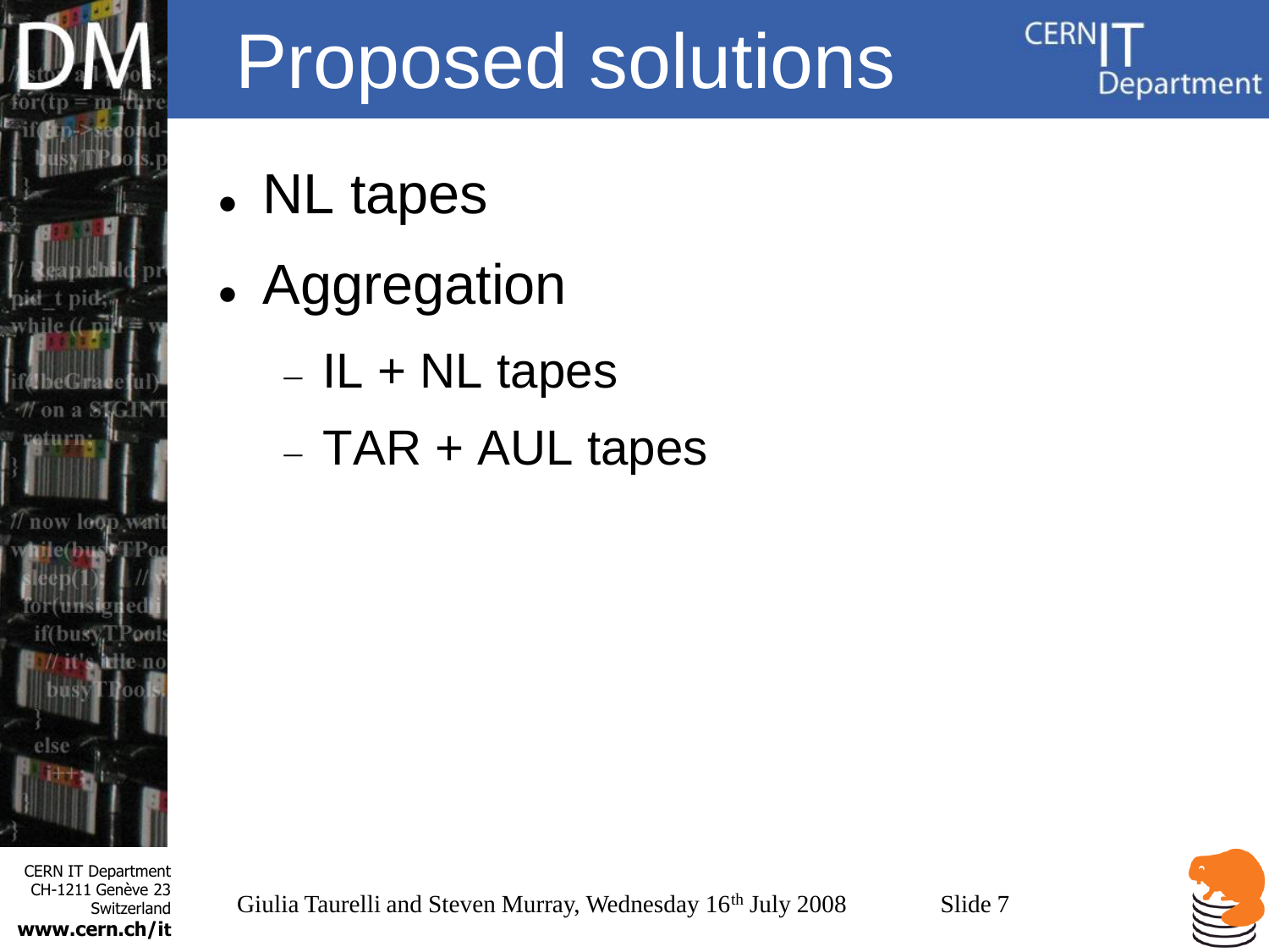# Proposed solutions

- NL tapes
- Aggregation
  - IL + NL tapes
  - TAR + AUL tapes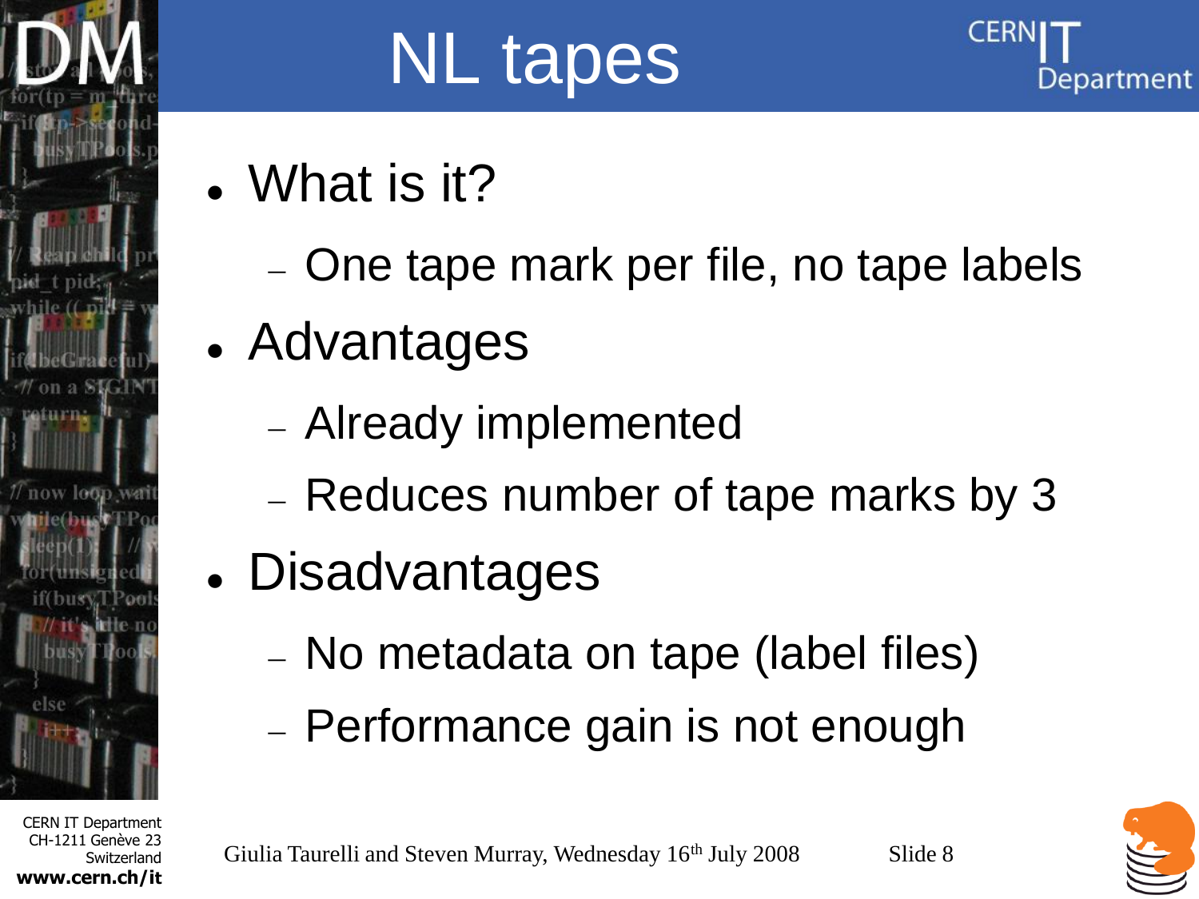# NL tapes

- What is it?
  - One tape mark per file, no tape labels
- Advantages
  - Already implemented
  - Reduces number of tape marks by 3
- Disadvantages
  - No metadata on tape (label files)
  - Performance gain is not enough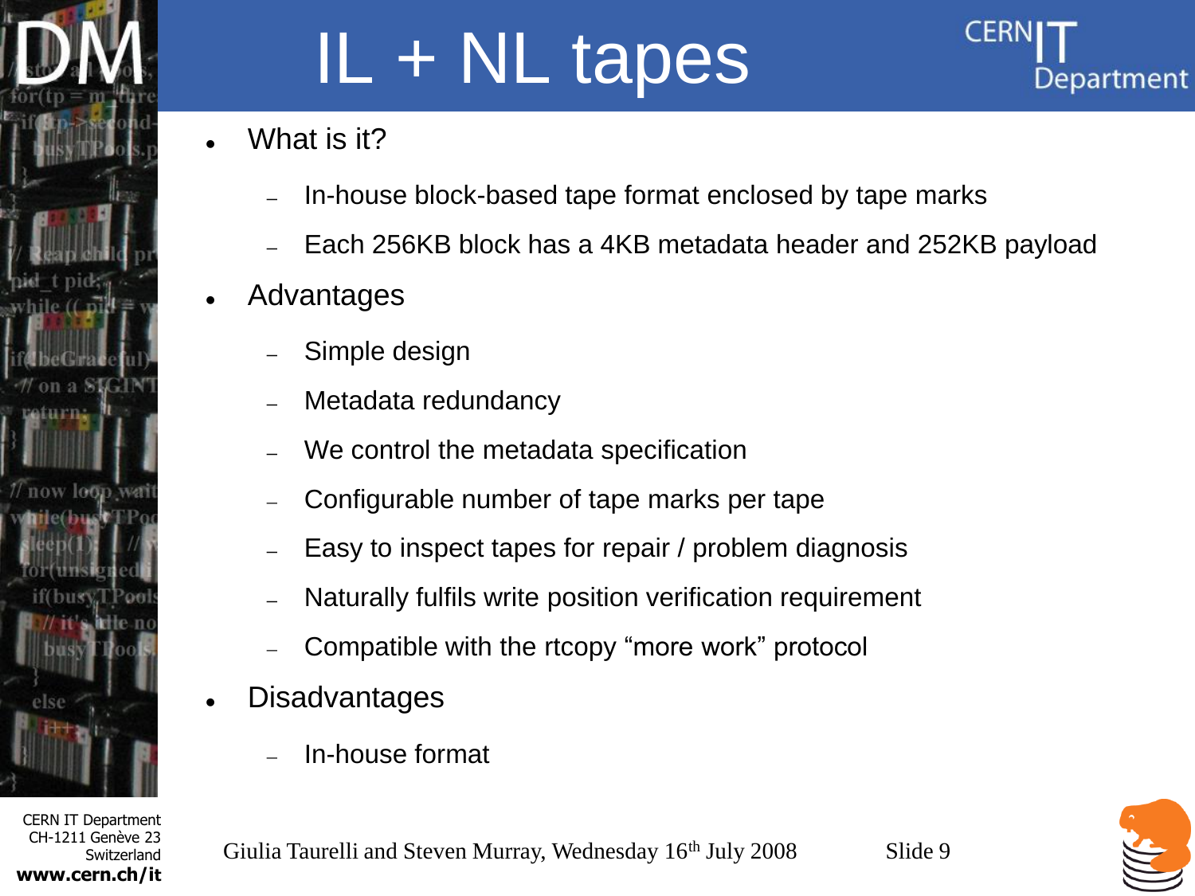# IL + NL tapes

- What is it?
  - In-house block-based tape format enclosed by tape marks
  - Each 256KB block has a 4KB metadata header and 252KB payload
- Advantages
  - Simple design
  - Metadata redundancy
  - We control the metadata specification
  - Configurable number of tape marks per tape
  - Easy to inspect tapes for repair / problem diagnosis
  - Naturally fulfils write position verification requirement
  - Compatible with the rtcopy “more work” protocol
- Disadvantages
  - In-house format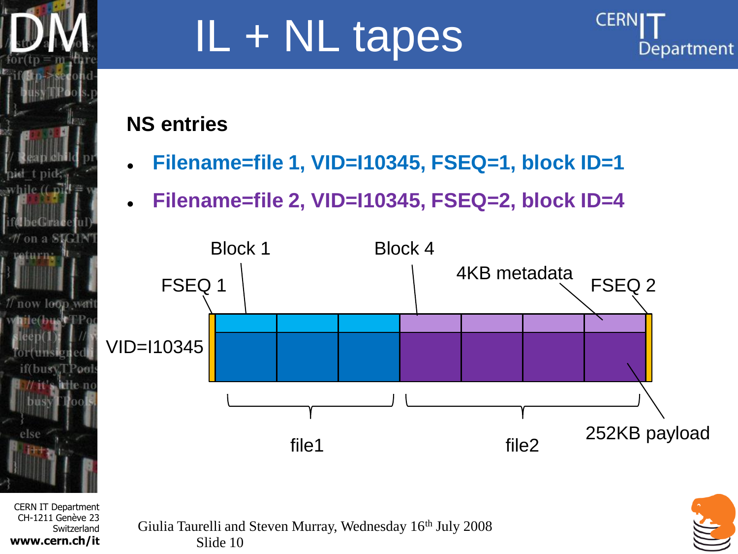# IL + NL tapes

**NS entries**

- **Filename=file 1, VID=I10345, FSEQ=1, block ID=1**
- **Filename=file 2, VID=I10345, FSEQ=2, block ID=4**

Block 1

Block 4

4KB metadata

FSEQ 1

FSEQ 2

VID=I10345

file1

file2

252KB payload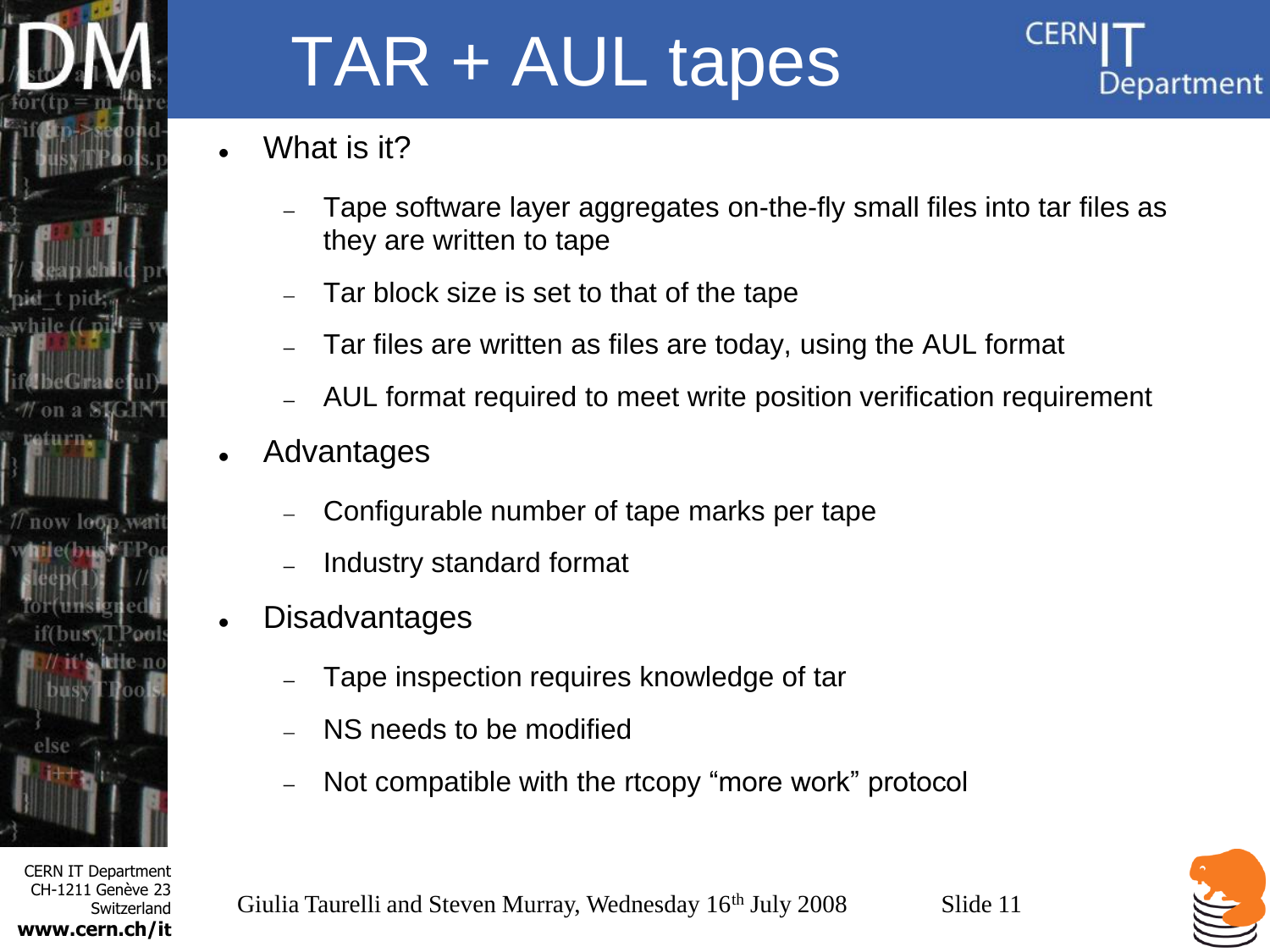# TAR + AUL tapes

- What is it?
  - Tape software layer aggregates on-the-fly small files into tar files as they are written to tape
  - Tar block size is set to that of the tape
  - Tar files are written as files are today, using the AUL format
  - AUL format required to meet write position verification requirement
- Advantages
  - Configurable number of tape marks per tape
  - Industry standard format
- Disadvantages
  - Tape inspection requires knowledge of tar
  - NS needs to be modified
  - Not compatible with the rtcopy “more work” protocol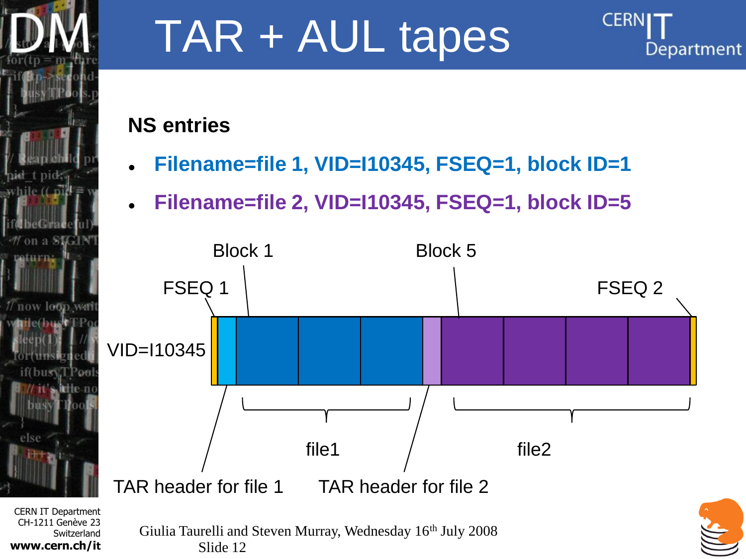# TAR + AUL tapes

**NS entries**

- **Filename=file 1, VID=I10345, FSEQ=1, block ID=1**
- **Filename=file 2, VID=I10345, FSEQ=1, block ID=5**

Block 1

Block 5

FSEQ 1

FSEQ 2

VID=I10345

file1

file2

TAR header for file 1

TAR header for file 2

Giulia Taurelli and Steven Murray, Wednesday 16th July 2008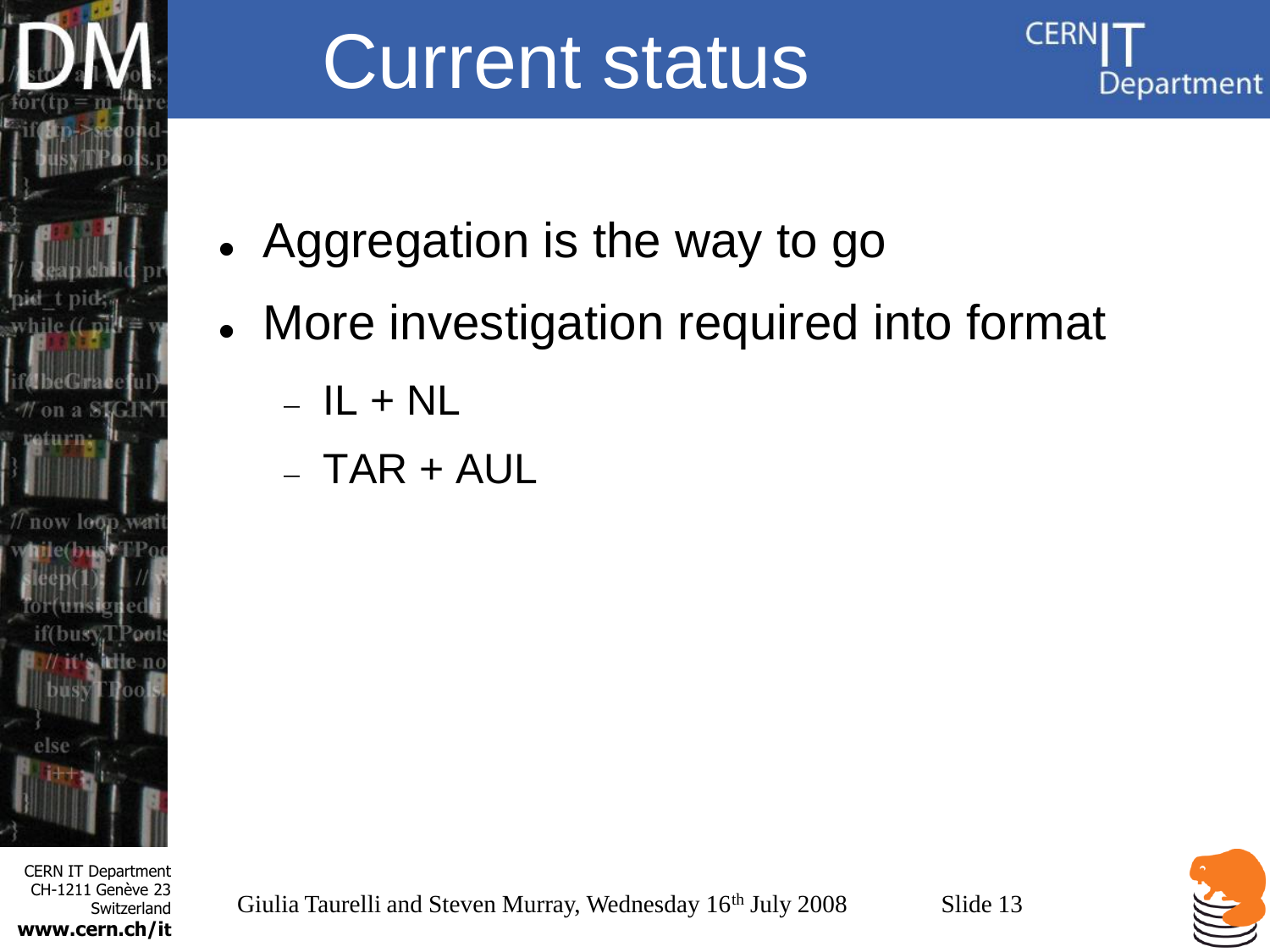# Current status

- Aggregation is the way to go
- More investigation required into format
  - IL + NL
  - TAR + AUL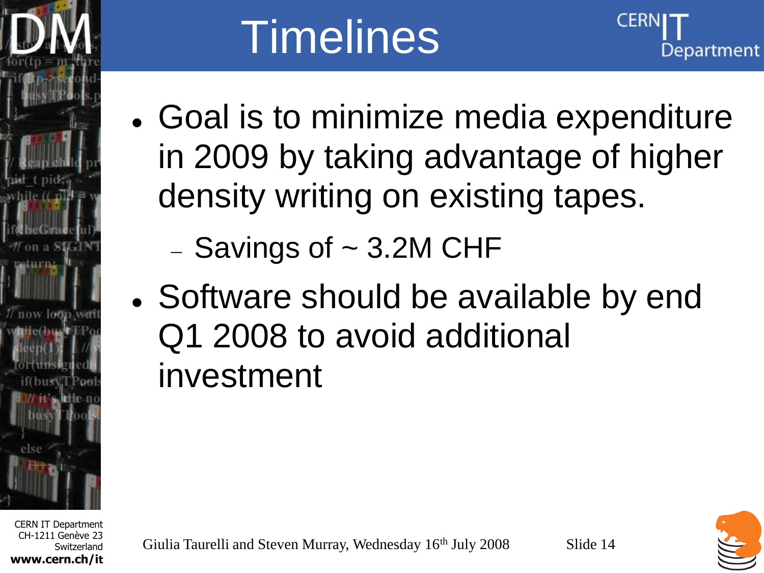# Timelines

- Goal is to minimize media expenditure in 2009 by taking advantage of higher density writing on existing tapes.
  - Savings of ~ 3.2M CHF
- Software should be available by end Q1 2008 to avoid additional investment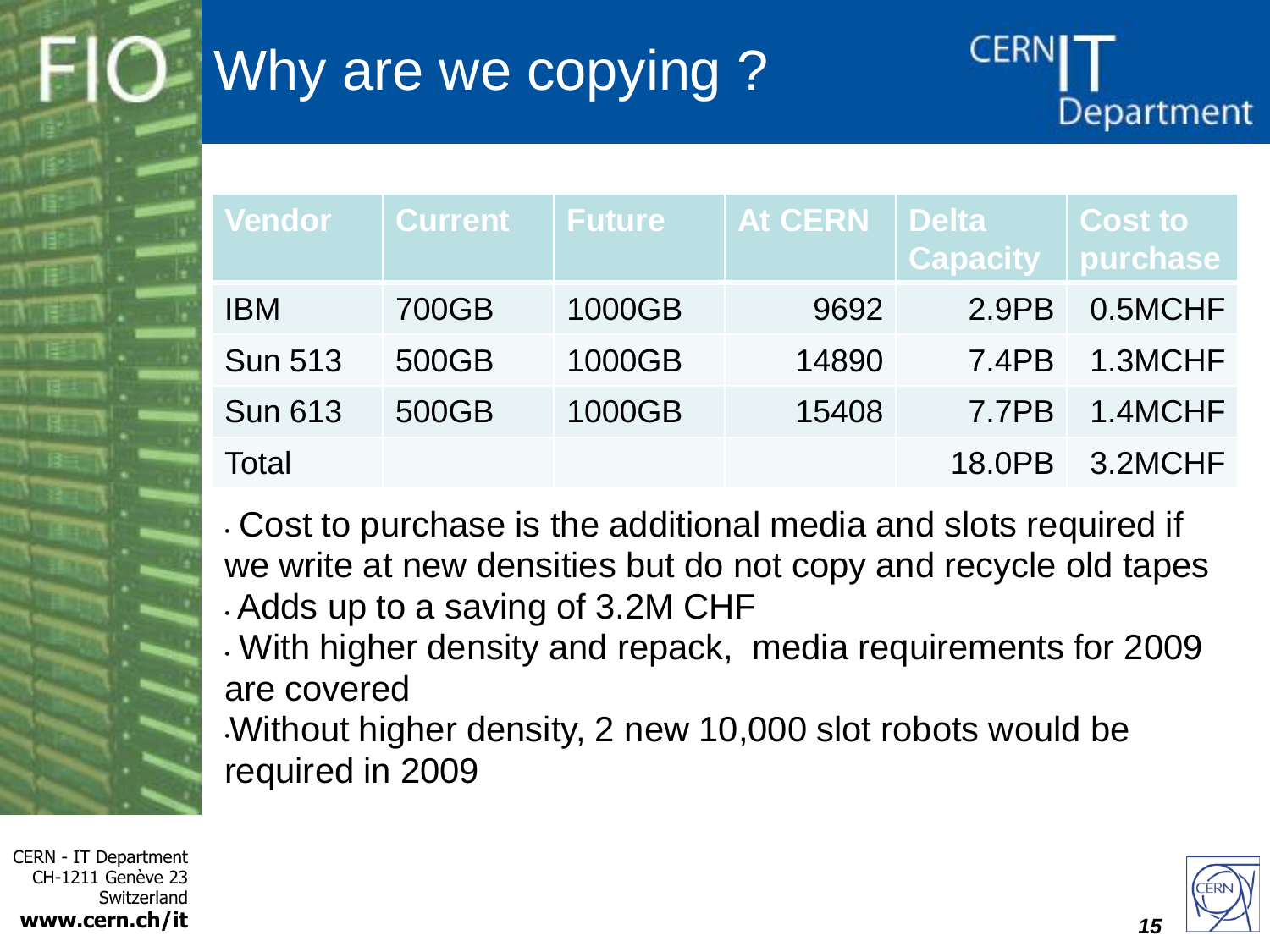# Why are we copying ?

| Vendor | Current | Future | At CERN | Delta Capacity | Cost to purchase |
|---|---|---|---|---|---|
| IBM | 700GB | 1000GB | 9692 | 2.9PB | 0.5MCHF |
| Sun 513 | 500GB | 1000GB | 14890 | 7.4PB | 1.3MCHF |
| Sun 613 | 500GB | 1000GB | 15408 | 7.7PB | 1.4MCHF |
| Total | | | | 18.0PB | 3.2MCHF |

- Cost to purchase is the additional media and slots required if we write at new densities but do not copy and recycle old tapes
- Adds up to a saving of 3.2M CHF
- With higher density and repack, media requirements for 2009 are covered
- Without higher density, 2 new 10,000 slot robots would be required in 2009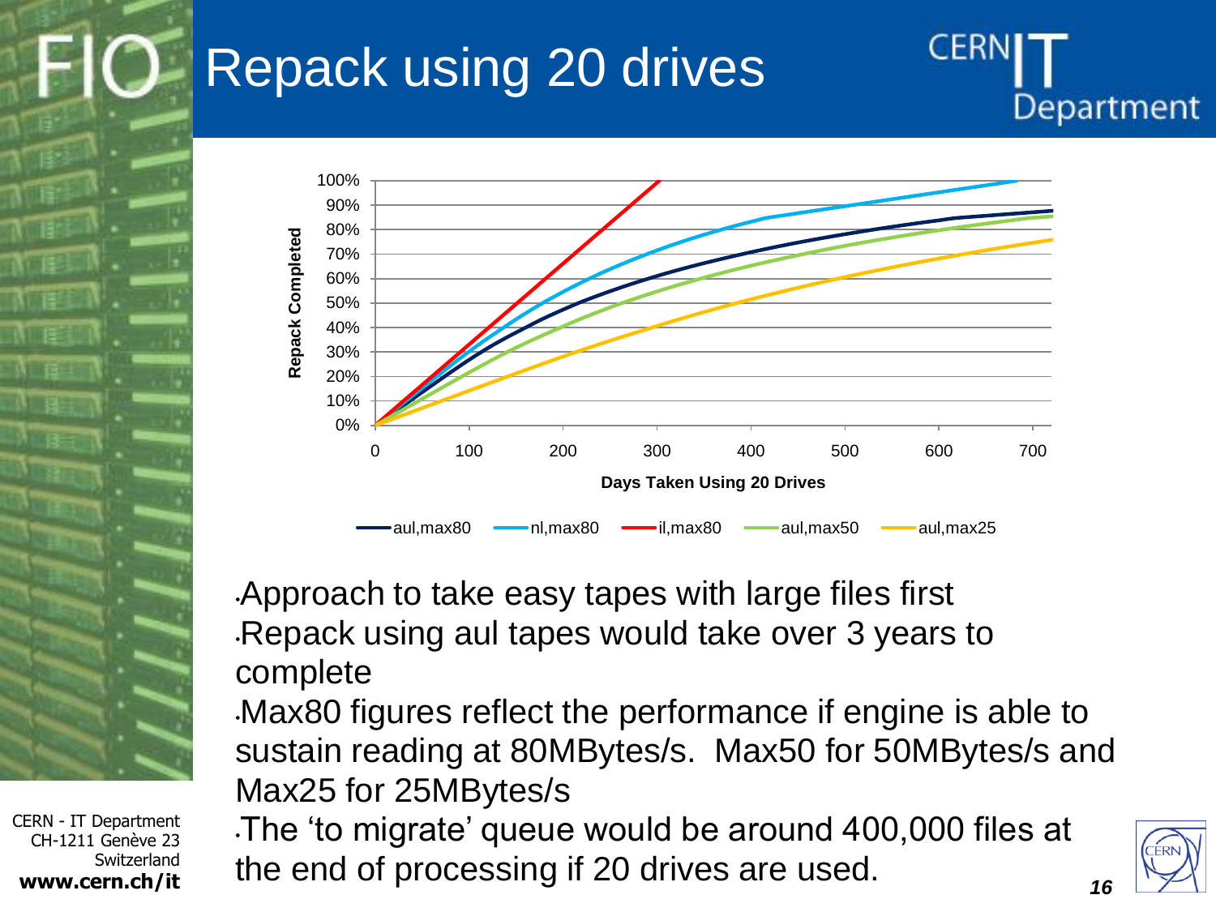# Repack using 20 drives

- Approach to take easy tapes with large files first
- Repack using aul tapes would take over 3 years to complete
- Max80 figures reflect the performance if engine is able to sustain reading at 80MBytes/s. Max50 for 50MBytes/s and Max25 for 25MBytes/s
- The 'to migrate' queue would be around 400,000 files at the end of processing if 20 drives are used.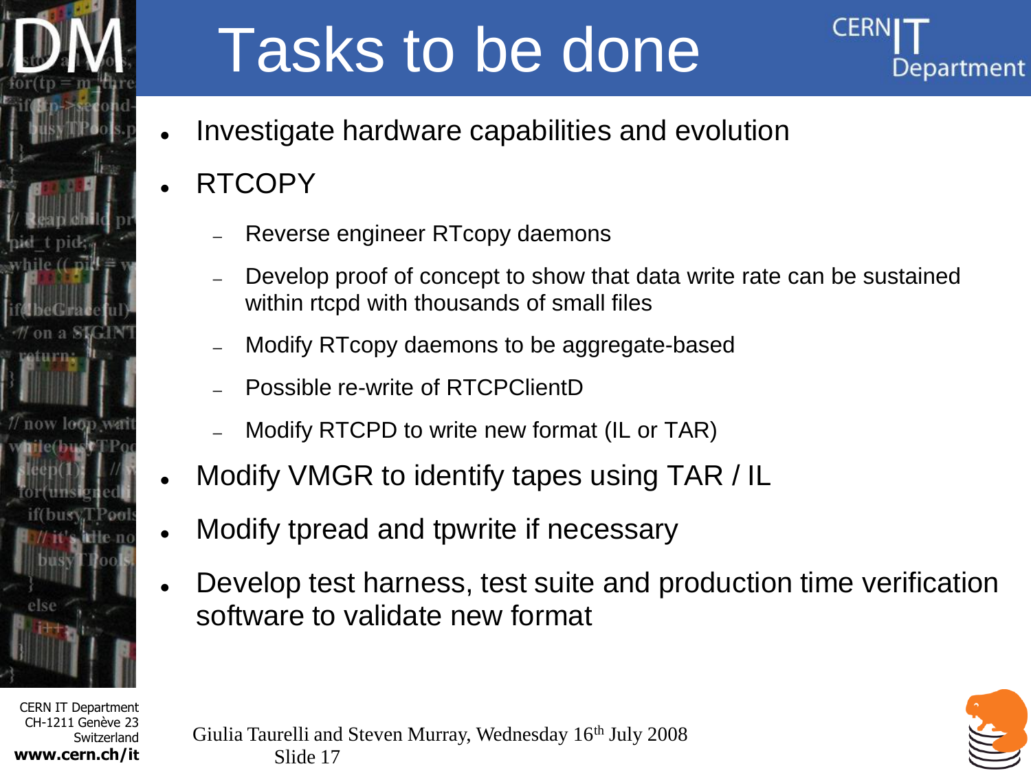# Tasks to be done

- Investigate hardware capabilities and evolution
- RTCOPY
  - Reverse engineer RTcopy daemons
  - Develop proof of concept to show that data write rate can be sustained within rtcpd with thousands of small files
  - Modify RTcopy daemons to be aggregate-based
  - Possible re-write of RTCPClientD
  - Modify RTCPD to write new format (IL or TAR)
- Modify VMGR to identify tapes using TAR / IL
- Modify tpread and tpwrite if necessary
- Develop test harness, test suite and production time verification software to validate new format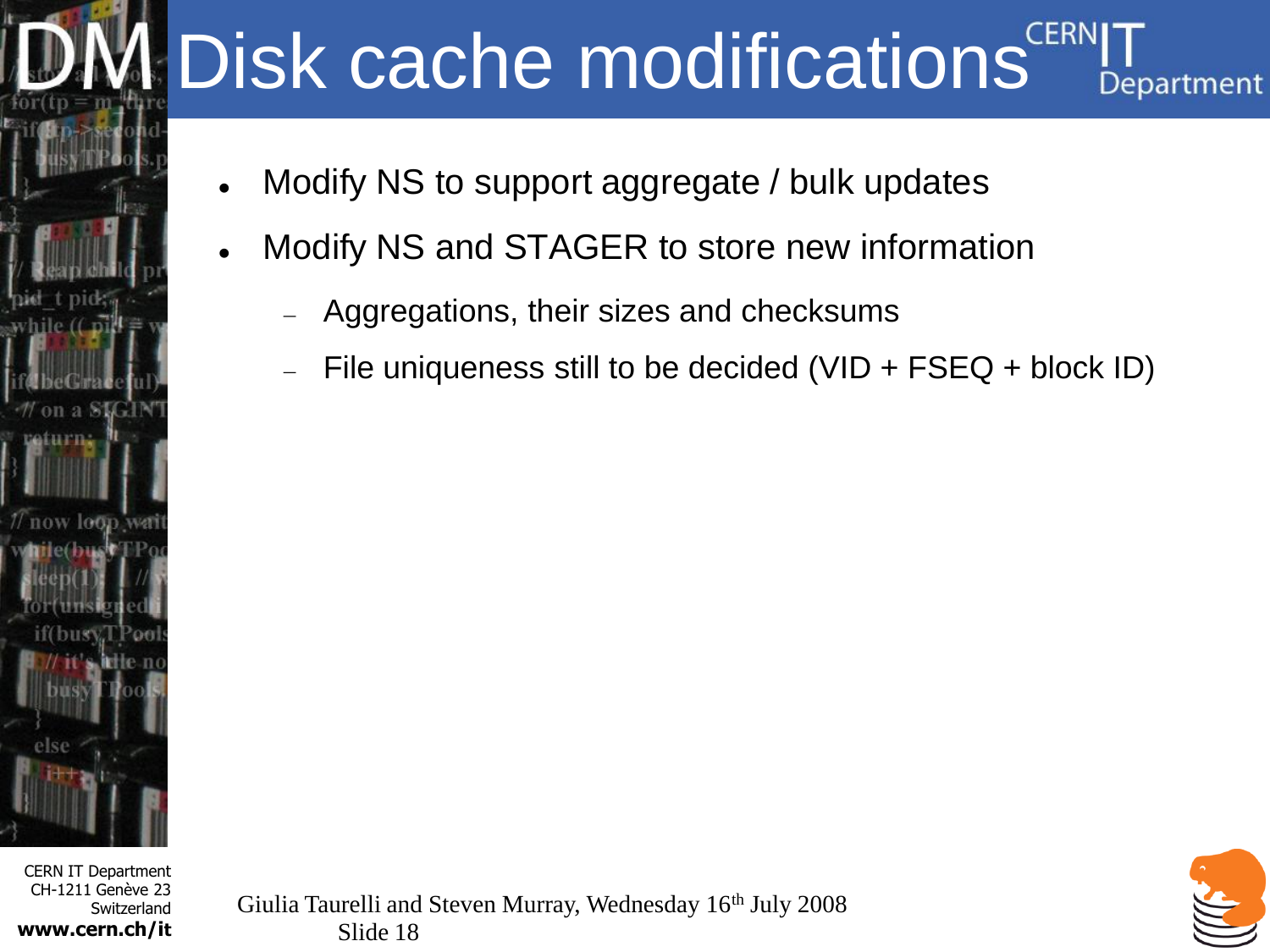# Disk cache modifications

- Modify NS to support aggregate / bulk updates
- Modify NS and STAGER to store new information
  - Aggregations, their sizes and checksums
  - File uniqueness still to be decided (VID + FSEQ + block ID)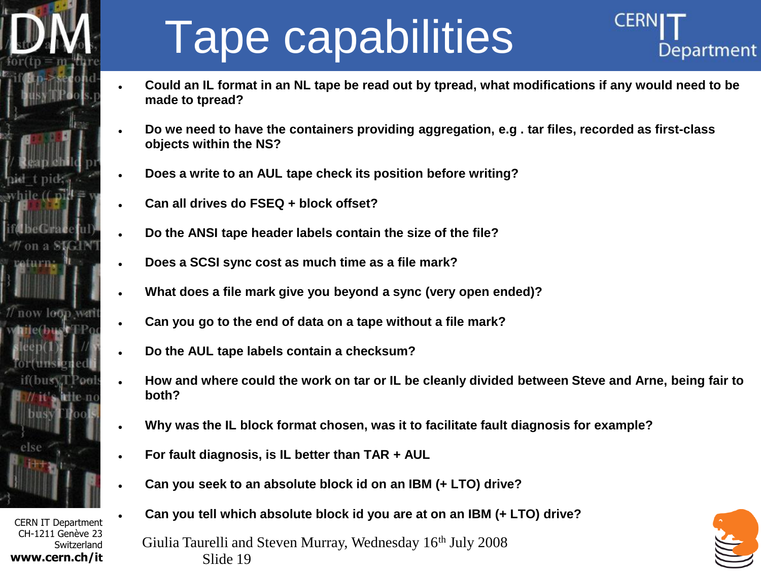# Tape capabilities

- **Could an IL format in an NL tape be read out by tpread, what modifications if any would need to be made to tpread?**
- **Do we need to have the containers providing aggregation, e.g . tar files, recorded as first-class objects within the NS?**
- **Does a write to an AUL tape check its position before writing?**
- **Can all drives do FSEQ + block offset?**
- **Do the ANSI tape header labels contain the size of the file?**
- **Does a SCSI sync cost as much time as a file mark?**
- **What does a file mark give you beyond a sync (very open ended)?**
- **Can you go to the end of data on a tape without a file mark?**
- **Do the AUL tape labels contain a checksum?**
- **How and where could the work on tar or IL be cleanly divided between Steve and Arne, being fair to both?**
- **Why was the IL block format chosen, was it to facilitate fault diagnosis for example?**
- **For fault diagnosis, is IL better than TAR + AUL**
- **Can you seek to an absolute block id on an IBM (+ LTO) drive?**
- **Can you tell which absolute block id you are at on an IBM (+ LTO) drive?**

Giulia Taurelli and Steven Murray, Wednesday 16th July 2008